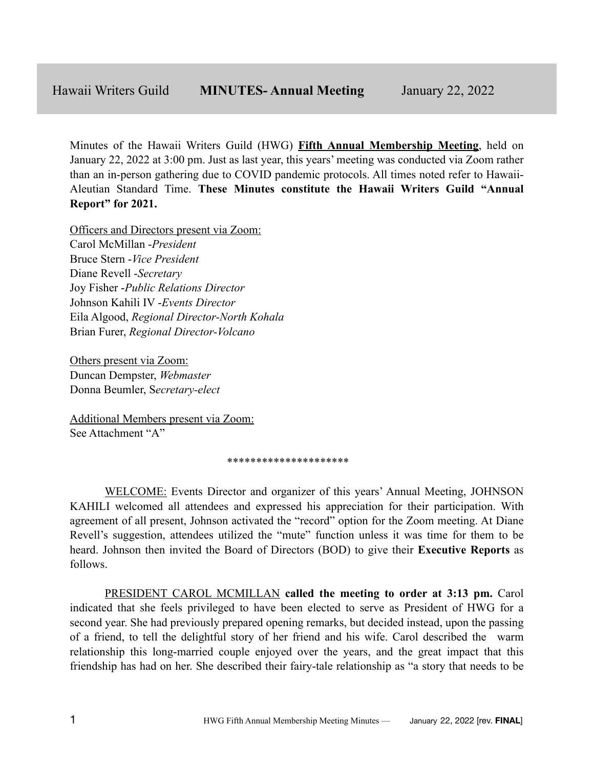Hawaii Writers Guild **MINUTES- Annual Meeting** January 22, 2022

Minutes of the Hawaii Writers Guild (HWG) **Fifth Annual Membership Meeting**, held on January 22, 2022 at 3:00 pm. Just as last year, this years' meeting was conducted via Zoom rather than an in-person gathering due to COVID pandemic protocols. All times noted refer to Hawaii-Aleutian Standard Time. **These Minutes constitute the Hawaii Writers Guild "Annual Report" for 2021.**

Officers and Directors present via Zoom:
Carol McMillan -*President*
Bruce Stern -*Vice President*
Diane Revell -*Secretary*
Joy Fisher -*Public Relations Director*
Johnson Kahili IV -*Events Director*
Eila Algood, *Regional Director-North Kohala*
Brian Furer, *Regional Director-Volcano*

Others present via Zoom:
Duncan Dempster, *Webmaster*
Donna Beumler, S*ecretary-elect*

Additional Members present via Zoom:
See Attachment "A"

********************

WELCOME: Events Director and organizer of this years' Annual Meeting, JOHNSON KAHILI welcomed all attendees and expressed his appreciation for their participation. With agreement of all present, Johnson activated the "record" option for the Zoom meeting. At Diane Revell's suggestion, attendees utilized the "mute" function unless it was time for them to be heard. Johnson then invited the Board of Directors (BOD) to give their **Executive Reports** as follows.

PRESIDENT CAROL MCMILLAN **called the meeting to order at 3:13 pm.** Carol indicated that she feels privileged to have been elected to serve as President of HWG for a second year. She had previously prepared opening remarks, but decided instead, upon the passing of a friend, to tell the delightful story of her friend and his wife. Carol described the warm relationship this long-married couple enjoyed over the years, and the great impact that this friendship has had on her. She described their fairy-tale relationship as "a story that needs to be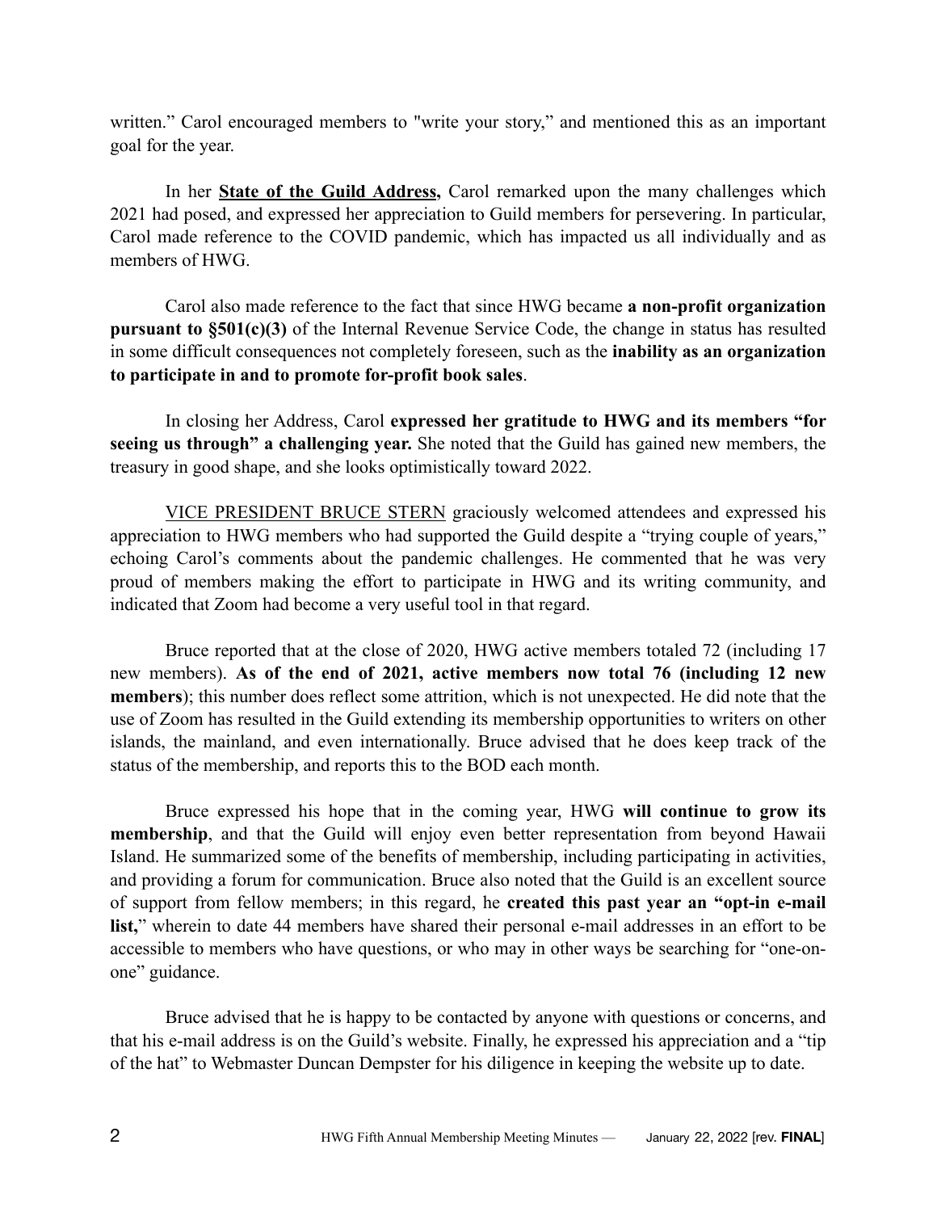written." Carol encouraged members to "write your story," and mentioned this as an important goal for the year.

In her **<u>State of the Guild Address,</u>** Carol remarked upon the many challenges which 2021 had posed, and expressed her appreciation to Guild members for persevering. In particular, Carol made reference to the COVID pandemic, which has impacted us all individually and as members of HWG.

Carol also made reference to the fact that since HWG became **a non-profit organization pursuant to §501(c)(3)** of the Internal Revenue Service Code, the change in status has resulted in some difficult consequences not completely foreseen, such as the **inability as an organization to participate in and to promote for-profit book sales**.

In closing her Address, Carol **expressed her gratitude to HWG and its members "for seeing us through" a challenging year.** She noted that the Guild has gained new members, the treasury in good shape, and she looks optimistically toward 2022.

<u>VICE PRESIDENT BRUCE STERN</u> graciously welcomed attendees and expressed his appreciation to HWG members who had supported the Guild despite a "trying couple of years," echoing Carol's comments about the pandemic challenges. He commented that he was very proud of members making the effort to participate in HWG and its writing community, and indicated that Zoom had become a very useful tool in that regard.

Bruce reported that at the close of 2020, HWG active members totaled 72 (including 17 new members). **As of the end of 2021, active members now total 76 (including 12 new members**); this number does reflect some attrition, which is not unexpected. He did note that the use of Zoom has resulted in the Guild extending its membership opportunities to writers on other islands, the mainland, and even internationally. Bruce advised that he does keep track of the status of the membership, and reports this to the BOD each month.

Bruce expressed his hope that in the coming year, HWG **will continue to grow its membership**, and that the Guild will enjoy even better representation from beyond Hawaii Island. He summarized some of the benefits of membership, including participating in activities, and providing a forum for communication. Bruce also noted that the Guild is an excellent source of support from fellow members; in this regard, he **created this past year an "opt-in e-mail list,**" wherein to date 44 members have shared their personal e-mail addresses in an effort to be accessible to members who have questions, or who may in other ways be searching for "one-on-one" guidance.

Bruce advised that he is happy to be contacted by anyone with questions or concerns, and that his e-mail address is on the Guild's website. Finally, he expressed his appreciation and a "tip of the hat" to Webmaster Duncan Dempster for his diligence in keeping the website up to date.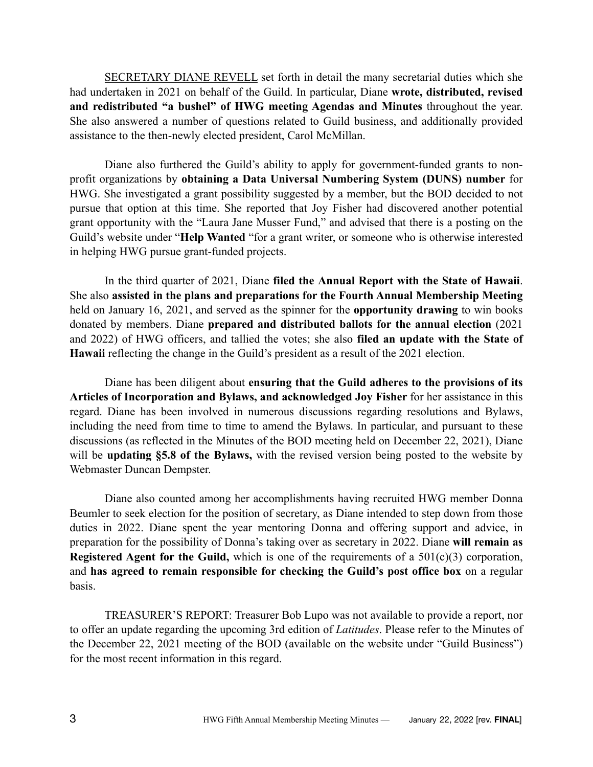<u>SECRETARY DIANE REVELL</u> set forth in detail the many secretarial duties which she had undertaken in 2021 on behalf of the Guild. In particular, Diane **wrote, distributed, revised and redistributed "a bushel" of HWG meeting Agendas and Minutes** throughout the year. She also answered a number of questions related to Guild business, and additionally provided assistance to the then-newly elected president, Carol McMillan.

Diane also furthered the Guild's ability to apply for government-funded grants to non-profit organizations by **obtaining a Data Universal Numbering System (DUNS) number** for HWG. She investigated a grant possibility suggested by a member, but the BOD decided to not pursue that option at this time. She reported that Joy Fisher had discovered another potential grant opportunity with the "Laura Jane Musser Fund," and advised that there is a posting on the Guild's website under "**Help Wanted** "for a grant writer, or someone who is otherwise interested in helping HWG pursue grant-funded projects.

In the third quarter of 2021, Diane **filed the Annual Report with the State of Hawaii**. She also **assisted in the plans and preparations for the Fourth Annual Membership Meeting** held on January 16, 2021, and served as the spinner for the **opportunity drawing** to win books donated by members. Diane **prepared and distributed ballots for the annual election** (2021 and 2022) of HWG officers, and tallied the votes; she also **filed an update with the State of Hawaii** reflecting the change in the Guild's president as a result of the 2021 election.

Diane has been diligent about **ensuring that the Guild adheres to the provisions of its Articles of Incorporation and Bylaws, and acknowledged Joy Fisher** for her assistance in this regard. Diane has been involved in numerous discussions regarding resolutions and Bylaws, including the need from time to time to amend the Bylaws. In particular, and pursuant to these discussions (as reflected in the Minutes of the BOD meeting held on December 22, 2021), Diane will be **updating §5.8 of the Bylaws,** with the revised version being posted to the website by Webmaster Duncan Dempster.

Diane also counted among her accomplishments having recruited HWG member Donna Beumler to seek election for the position of secretary, as Diane intended to step down from those duties in 2022. Diane spent the year mentoring Donna and offering support and advice, in preparation for the possibility of Donna's taking over as secretary in 2022. Diane **will remain as Registered Agent for the Guild,** which is one of the requirements of a 501(c)(3) corporation, and **has agreed to remain responsible for checking the Guild's post office box** on a regular basis.

<u>TREASURER'S REPORT:</u> Treasurer Bob Lupo was not available to provide a report, nor to offer an update regarding the upcoming 3rd edition of *Latitudes*. Please refer to the Minutes of the December 22, 2021 meeting of the BOD (available on the website under "Guild Business") for the most recent information in this regard.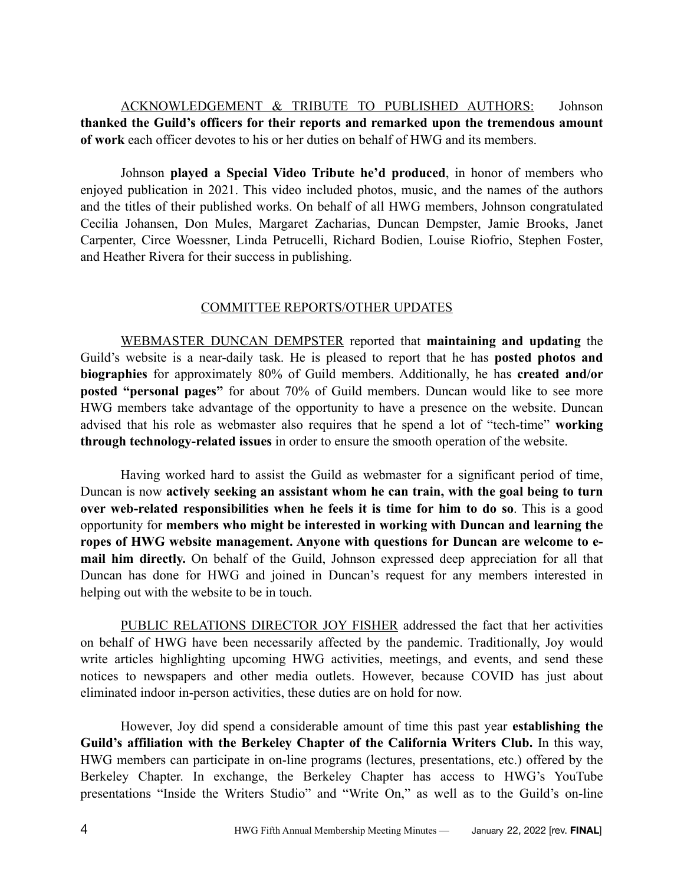ACKNOWLEDGEMENT & TRIBUTE TO PUBLISHED AUTHORS: Johnson **thanked the Guild's officers for their reports and remarked upon the tremendous amount of work** each officer devotes to his or her duties on behalf of HWG and its members.

Johnson **played a Special Video Tribute he'd produced**, in honor of members who enjoyed publication in 2021. This video included photos, music, and the names of the authors and the titles of their published works. On behalf of all HWG members, Johnson congratulated Cecilia Johansen, Don Mules, Margaret Zacharias, Duncan Dempster, Jamie Brooks, Janet Carpenter, Circe Woessner, Linda Petrucelli, Richard Bodien, Louise Riofrio, Stephen Foster, and Heather Rivera for their success in publishing.

## COMMITTEE REPORTS/OTHER UPDATES

WEBMASTER DUNCAN DEMPSTER reported that **maintaining and updating** the Guild's website is a near-daily task. He is pleased to report that he has **posted photos and biographies** for approximately 80% of Guild members. Additionally, he has **created and/or posted "personal pages"** for about 70% of Guild members. Duncan would like to see more HWG members take advantage of the opportunity to have a presence on the website. Duncan advised that his role as webmaster also requires that he spend a lot of "tech-time" **working through technology-related issues** in order to ensure the smooth operation of the website.

Having worked hard to assist the Guild as webmaster for a significant period of time, Duncan is now **actively seeking an assistant whom he can train, with the goal being to turn over web-related responsibilities when he feels it is time for him to do so**. This is a good opportunity for **members who might be interested in working with Duncan and learning the ropes of HWG website management. Anyone with questions for Duncan are welcome to e-mail him directly.** On behalf of the Guild, Johnson expressed deep appreciation for all that Duncan has done for HWG and joined in Duncan's request for any members interested in helping out with the website to be in touch.

PUBLIC RELATIONS DIRECTOR JOY FISHER addressed the fact that her activities on behalf of HWG have been necessarily affected by the pandemic. Traditionally, Joy would write articles highlighting upcoming HWG activities, meetings, and events, and send these notices to newspapers and other media outlets. However, because COVID has just about eliminated indoor in-person activities, these duties are on hold for now.

However, Joy did spend a considerable amount of time this past year **establishing the Guild's affiliation with the Berkeley Chapter of the California Writers Club.** In this way, HWG members can participate in on-line programs (lectures, presentations, etc.) offered by the Berkeley Chapter. In exchange, the Berkeley Chapter has access to HWG's YouTube presentations "Inside the Writers Studio" and "Write On," as well as to the Guild's on-line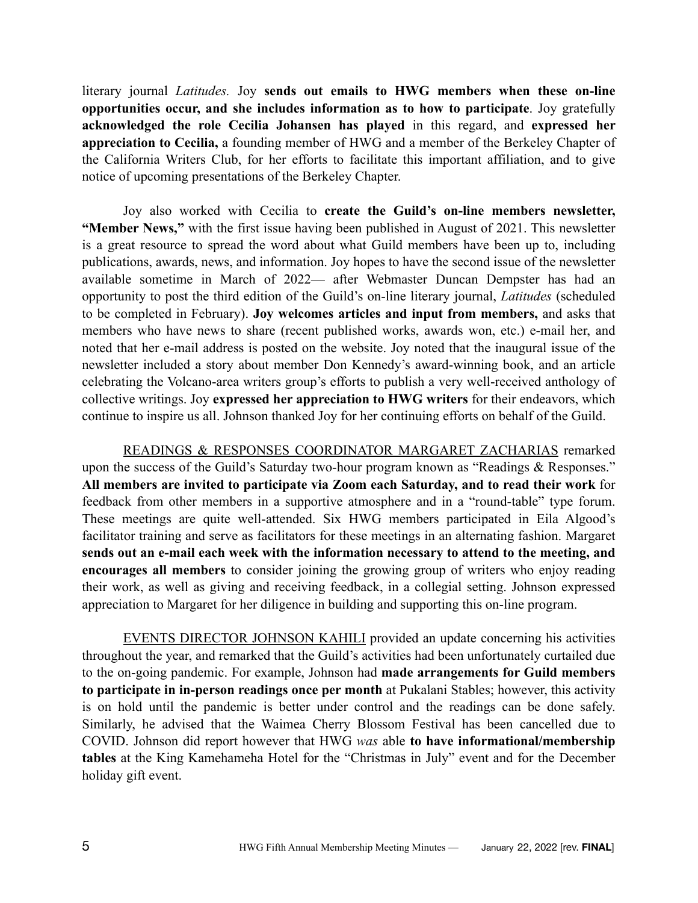literary journal *Latitudes.* Joy **sends out emails to HWG members when these on-line opportunities occur, and she includes information as to how to participate**. Joy gratefully **acknowledged the role Cecilia Johansen has played** in this regard, and **expressed her appreciation to Cecilia,** a founding member of HWG and a member of the Berkeley Chapter of the California Writers Club, for her efforts to facilitate this important affiliation, and to give notice of upcoming presentations of the Berkeley Chapter.

Joy also worked with Cecilia to **create the Guild's on-line members newsletter, "Member News,"** with the first issue having been published in August of 2021. This newsletter is a great resource to spread the word about what Guild members have been up to, including publications, awards, news, and information. Joy hopes to have the second issue of the newsletter available sometime in March of 2022— after Webmaster Duncan Dempster has had an opportunity to post the third edition of the Guild's on-line literary journal, *Latitudes* (scheduled to be completed in February). **Joy welcomes articles and input from members,** and asks that members who have news to share (recent published works, awards won, etc.) e-mail her, and noted that her e-mail address is posted on the website. Joy noted that the inaugural issue of the newsletter included a story about member Don Kennedy's award-winning book, and an article celebrating the Volcano-area writers group's efforts to publish a very well-received anthology of collective writings. Joy **expressed her appreciation to HWG writers** for their endeavors, which continue to inspire us all. Johnson thanked Joy for her continuing efforts on behalf of the Guild.

<u>READINGS & RESPONSES COORDINATOR MARGARET ZACHARIAS</u> remarked upon the success of the Guild's Saturday two-hour program known as "Readings & Responses." **All members are invited to participate via Zoom each Saturday, and to read their work** for feedback from other members in a supportive atmosphere and in a "round-table" type forum. These meetings are quite well-attended. Six HWG members participated in Eila Algood's facilitator training and serve as facilitators for these meetings in an alternating fashion. Margaret **sends out an e-mail each week with the information necessary to attend to the meeting, and encourages all members** to consider joining the growing group of writers who enjoy reading their work, as well as giving and receiving feedback, in a collegial setting. Johnson expressed appreciation to Margaret for her diligence in building and supporting this on-line program.

<u>EVENTS DIRECTOR JOHNSON KAHILI</u> provided an update concerning his activities throughout the year, and remarked that the Guild's activities had been unfortunately curtailed due to the on-going pandemic. For example, Johnson had **made arrangements for Guild members to participate in in-person readings once per month** at Pukalani Stables; however, this activity is on hold until the pandemic is better under control and the readings can be done safely. Similarly, he advised that the Waimea Cherry Blossom Festival has been cancelled due to COVID. Johnson did report however that HWG *was* able **to have informational/membership tables** at the King Kamehameha Hotel for the "Christmas in July" event and for the December holiday gift event.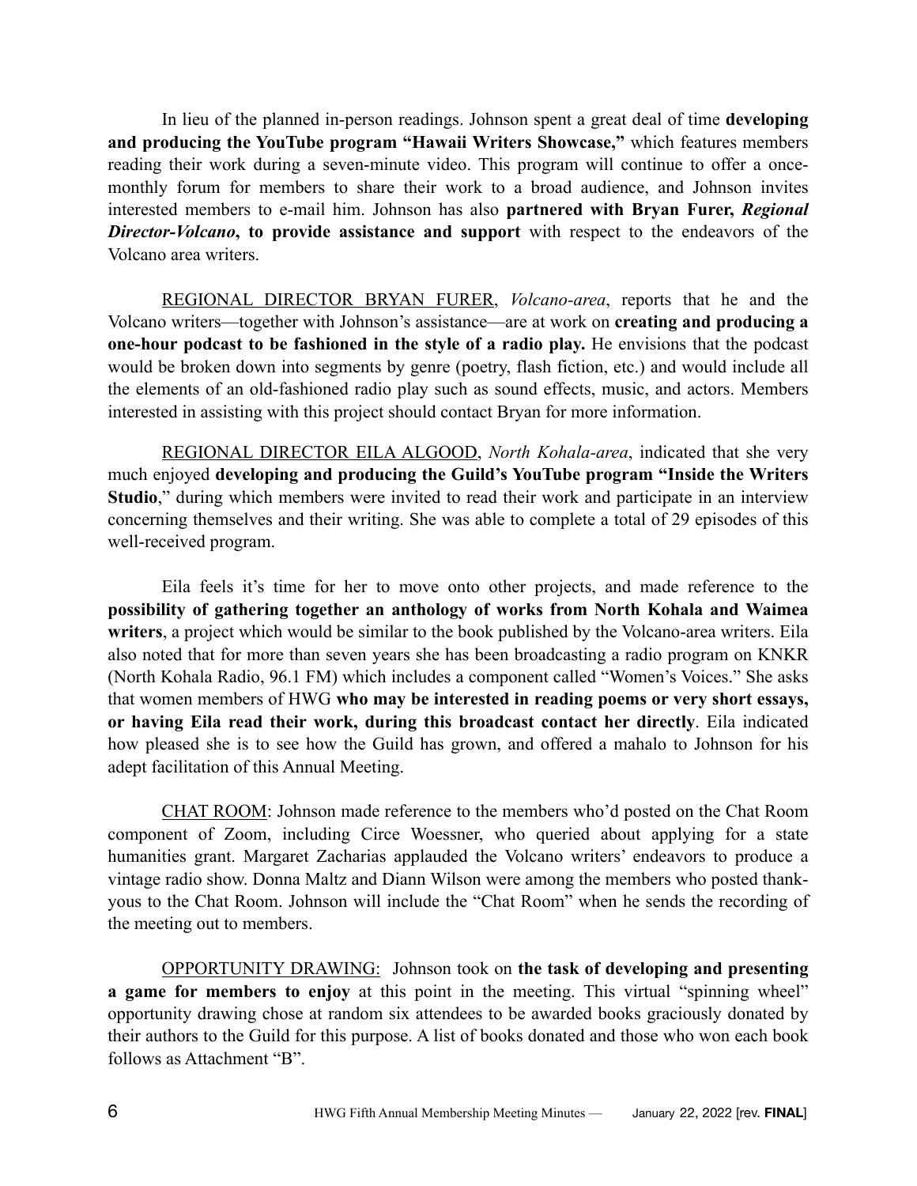In lieu of the planned in-person readings. Johnson spent a great deal of time **developing and producing the YouTube program "Hawaii Writers Showcase,"** which features members reading their work during a seven-minute video. This program will continue to offer a once-monthly forum for members to share their work to a broad audience, and Johnson invites interested members to e-mail him. Johnson has also **partnered with Bryan Furer, *Regional Director-Volcano*, to provide assistance and support** with respect to the endeavors of the Volcano area writers.

REGIONAL DIRECTOR BRYAN FURER, *Volcano-area*, reports that he and the Volcano writers—together with Johnson's assistance—are at work on **creating and producing a one-hour podcast to be fashioned in the style of a radio play.** He envisions that the podcast would be broken down into segments by genre (poetry, flash fiction, etc.) and would include all the elements of an old-fashioned radio play such as sound effects, music, and actors. Members interested in assisting with this project should contact Bryan for more information.

REGIONAL DIRECTOR EILA ALGOOD, *North Kohala-area*, indicated that she very much enjoyed **developing and producing the Guild's YouTube program "Inside the Writers Studio**," during which members were invited to read their work and participate in an interview concerning themselves and their writing. She was able to complete a total of 29 episodes of this well-received program.

Eila feels it's time for her to move onto other projects, and made reference to the **possibility of gathering together an anthology of works from North Kohala and Waimea writers**, a project which would be similar to the book published by the Volcano-area writers. Eila also noted that for more than seven years she has been broadcasting a radio program on KNKR (North Kohala Radio, 96.1 FM) which includes a component called "Women's Voices." She asks that women members of HWG **who may be interested in reading poems or very short essays, or having Eila read their work, during this broadcast contact her directly**. Eila indicated how pleased she is to see how the Guild has grown, and offered a mahalo to Johnson for his adept facilitation of this Annual Meeting.

CHAT ROOM: Johnson made reference to the members who'd posted on the Chat Room component of Zoom, including Circe Woessner, who queried about applying for a state humanities grant. Margaret Zacharias applauded the Volcano writers' endeavors to produce a vintage radio show. Donna Maltz and Diann Wilson were among the members who posted thank-yous to the Chat Room. Johnson will include the "Chat Room" when he sends the recording of the meeting out to members.

OPPORTUNITY DRAWING: Johnson took on **the task of developing and presenting a game for members to enjoy** at this point in the meeting. This virtual "spinning wheel" opportunity drawing chose at random six attendees to be awarded books graciously donated by their authors to the Guild for this purpose. A list of books donated and those who won each book follows as Attachment "B".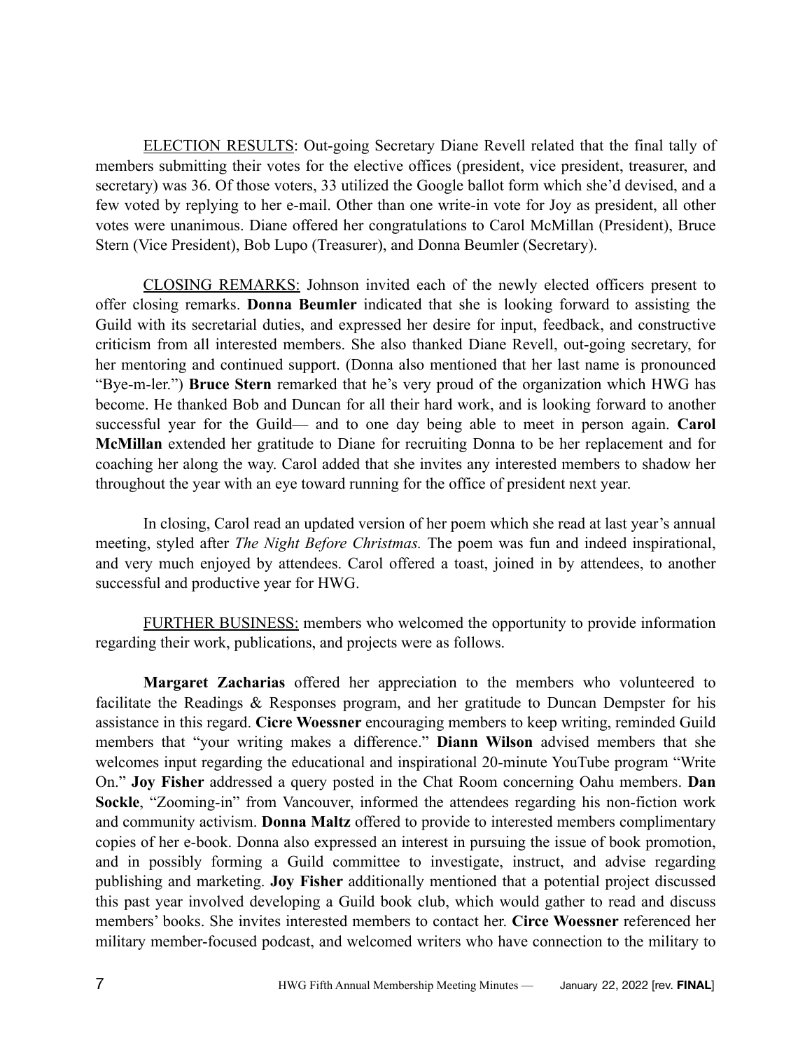ELECTION RESULTS: Out-going Secretary Diane Revell related that the final tally of members submitting their votes for the elective offices (president, vice president, treasurer, and secretary) was 36. Of those voters, 33 utilized the Google ballot form which she'd devised, and a few voted by replying to her e-mail. Other than one write-in vote for Joy as president, all other votes were unanimous. Diane offered her congratulations to Carol McMillan (President), Bruce Stern (Vice President), Bob Lupo (Treasurer), and Donna Beumler (Secretary).

CLOSING REMARKS: Johnson invited each of the newly elected officers present to offer closing remarks. **Donna Beumler** indicated that she is looking forward to assisting the Guild with its secretarial duties, and expressed her desire for input, feedback, and constructive criticism from all interested members. She also thanked Diane Revell, out-going secretary, for her mentoring and continued support. (Donna also mentioned that her last name is pronounced "Bye-m-ler.") **Bruce Stern** remarked that he's very proud of the organization which HWG has become. He thanked Bob and Duncan for all their hard work, and is looking forward to another successful year for the Guild— and to one day being able to meet in person again. **Carol McMillan** extended her gratitude to Diane for recruiting Donna to be her replacement and for coaching her along the way. Carol added that she invites any interested members to shadow her throughout the year with an eye toward running for the office of president next year.

In closing, Carol read an updated version of her poem which she read at last year's annual meeting, styled after *The Night Before Christmas.* The poem was fun and indeed inspirational, and very much enjoyed by attendees. Carol offered a toast, joined in by attendees, to another successful and productive year for HWG.

FURTHER BUSINESS: members who welcomed the opportunity to provide information regarding their work, publications, and projects were as follows.

**Margaret Zacharias** offered her appreciation to the members who volunteered to facilitate the Readings & Responses program, and her gratitude to Duncan Dempster for his assistance in this regard. **Cicre Woessner** encouraging members to keep writing, reminded Guild members that "your writing makes a difference." **Diann Wilson** advised members that she welcomes input regarding the educational and inspirational 20-minute YouTube program "Write On." **Joy Fisher** addressed a query posted in the Chat Room concerning Oahu members. **Dan Sockle**, "Zooming-in" from Vancouver, informed the attendees regarding his non-fiction work and community activism. **Donna Maltz** offered to provide to interested members complimentary copies of her e-book. Donna also expressed an interest in pursuing the issue of book promotion, and in possibly forming a Guild committee to investigate, instruct, and advise regarding publishing and marketing. **Joy Fisher** additionally mentioned that a potential project discussed this past year involved developing a Guild book club, which would gather to read and discuss members' books. She invites interested members to contact her. **Circe Woessner** referenced her military member-focused podcast, and welcomed writers who have connection to the military to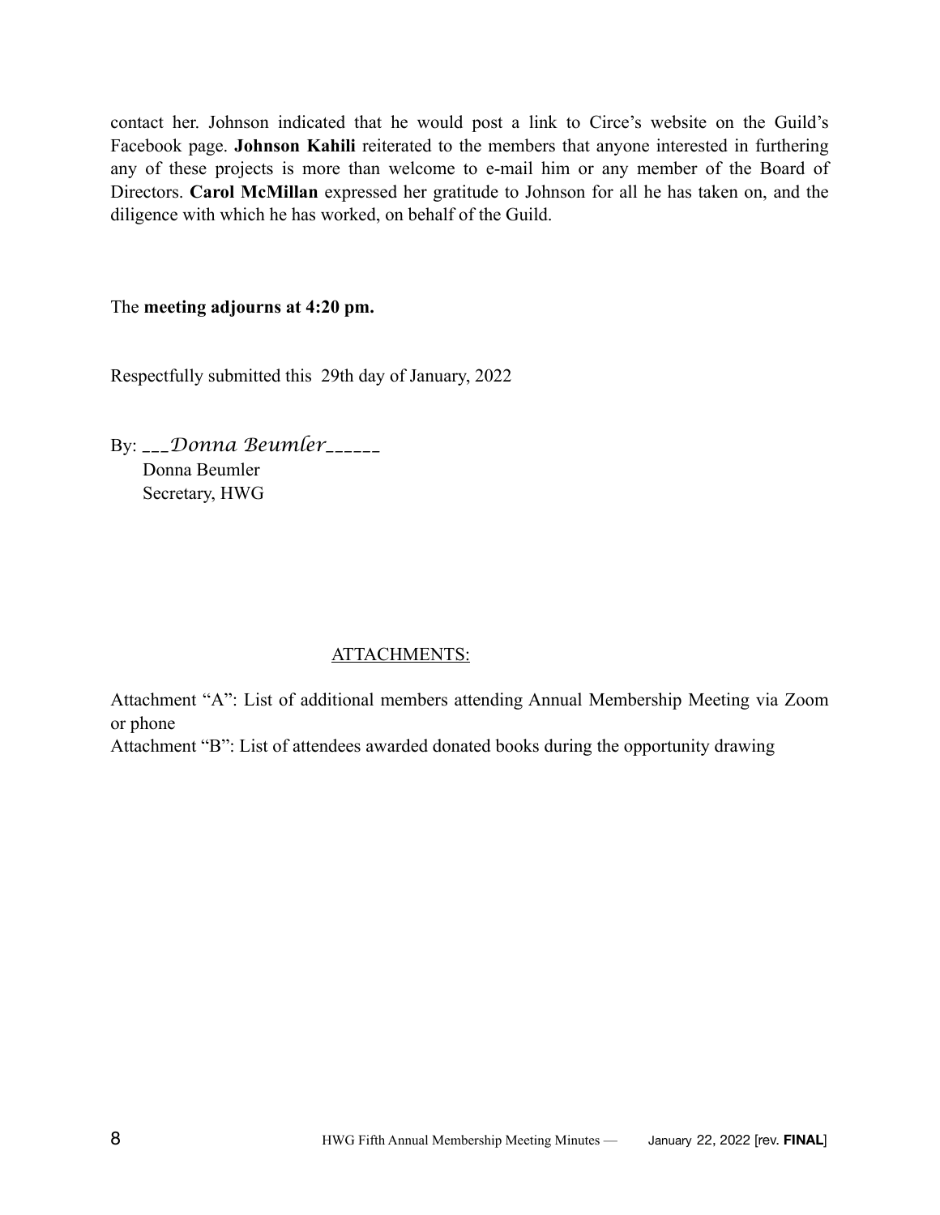contact her. Johnson indicated that he would post a link to Circe's website on the Guild's Facebook page. **Johnson Kahili** reiterated to the members that anyone interested in furthering any of these projects is more than welcome to e-mail him or any member of the Board of Directors. **Carol McMillan** expressed her gratitude to Johnson for all he has taken on, and the diligence with which he has worked, on behalf of the Guild.

The **meeting adjourns at 4:20 pm.**

Respectfully submitted this 29th day of January, 2022

By: ___*Donna Beumler*______
Donna Beumler
Secretary, HWG

ATTACHMENTS:

Attachment "A": List of additional members attending Annual Membership Meeting via Zoom or phone
Attachment "B": List of attendees awarded donated books during the opportunity drawing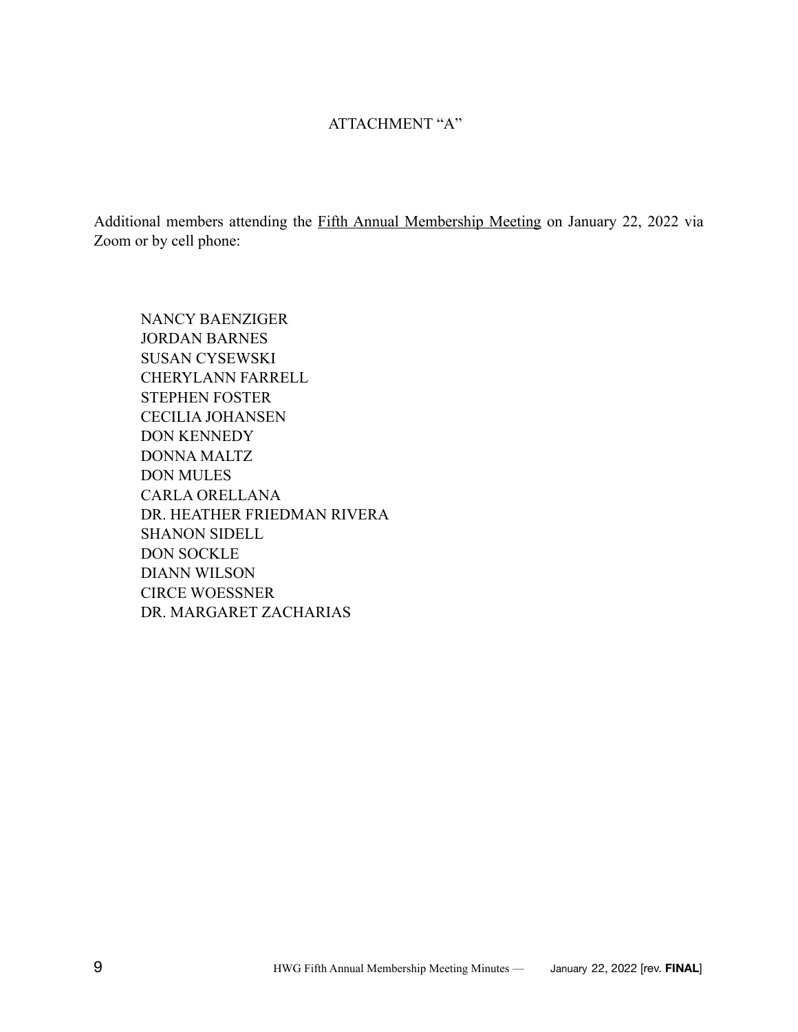ATTACHMENT "A"

Additional members attending the <u>Fifth Annual Membership Meeting</u> on January 22, 2022 via Zoom or by cell phone:

NANCY BAENZIGER
JORDAN BARNES
SUSAN CYSEWSKI
CHERYLANN FARRELL
STEPHEN FOSTER
CECILIA JOHANSEN
DON KENNEDY
DONNA MALTZ
DON MULES
CARLA ORELLANA
DR. HEATHER FRIEDMAN RIVERA
SHANON SIDELL
DON SOCKLE
DIANN WILSON
CIRCE WOESSNER
DR. MARGARET ZACHARIAS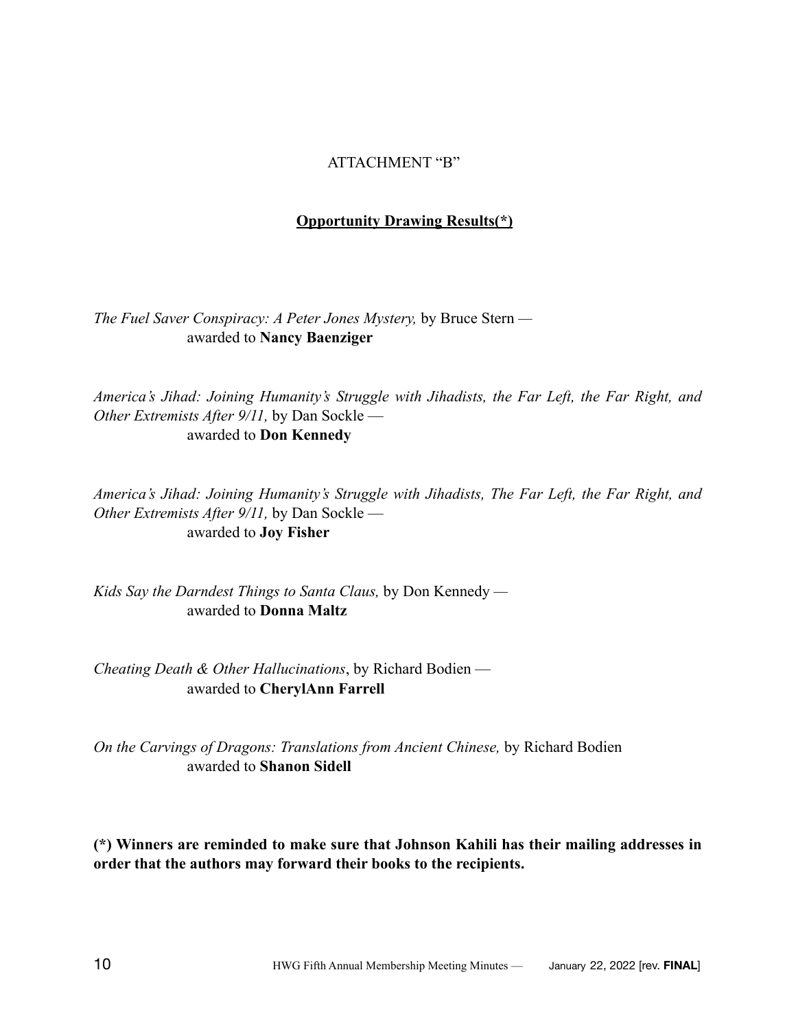ATTACHMENT "B"

## **Opportunity Drawing Results(*)**

*The Fuel Saver Conspiracy: A Peter Jones Mystery,* by Bruce Stern —
awarded to **Nancy Baenziger**

*America's Jihad: Joining Humanity's Struggle with Jihadists, the Far Left, the Far Right, and Other Extremists After 9/11,* by Dan Sockle —
awarded to **Don Kennedy**

*America's Jihad: Joining Humanity's Struggle with Jihadists, The Far Left, the Far Right, and Other Extremists After 9/11,* by Dan Sockle —
awarded to **Joy Fisher**

*Kids Say the Darndest Things to Santa Claus,* by Don Kennedy —
awarded to **Donna Maltz**

*Cheating Death & Other Hallucinations*, by Richard Bodien —
awarded to **CherylAnn Farrell**

*On the Carvings of Dragons: Translations from Ancient Chinese,* by Richard Bodien
awarded to **Shanon Sidell**

**(*) Winners are reminded to make sure that Johnson Kahili has their mailing addresses in order that the authors may forward their books to the recipients.**